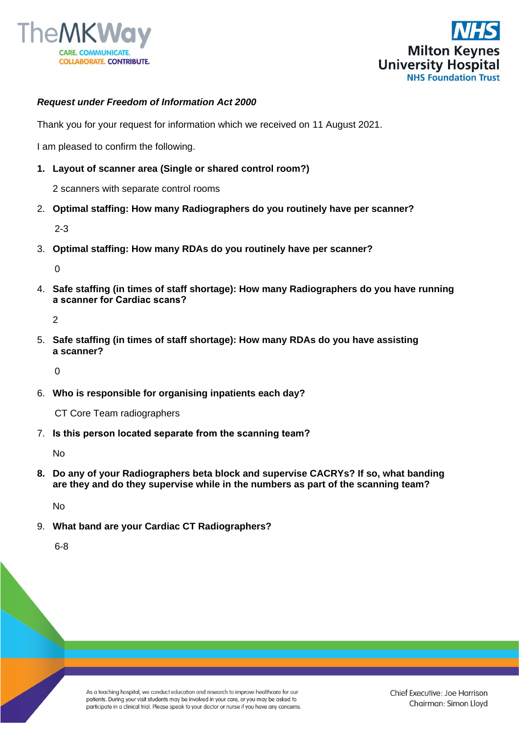***Request under Freedom of Information Act 2000***

Thank you for your request for information which we received on 11 August 2021.

I am pleased to confirm the following.

1. **Layout of scanner area (Single or shared control room?)**

   2 scanners with separate control rooms

2. **Optimal staffing: How many Radiographers do you routinely have per scanner?**

   2-3

3. **Optimal staffing: How many RDAs do you routinely have per scanner?**

   0

4. **Safe staffing (in times of staff shortage): How many Radiographers do you have running a scanner for Cardiac scans?**

   2

5. **Safe staffing (in times of staff shortage): How many RDAs do you have assisting a scanner?**

   0

6. **Who is responsible for organising inpatients each day?**

   CT Core Team radiographers

7. **Is this person located separate from the scanning team?**

   No

8. **Do any of your Radiographers beta block and supervise CACRYs? If so, what banding are they and do they supervise while in the numbers as part of the scanning team?**

   No

9. **What band are your Cardiac CT Radiographers?**

   6-8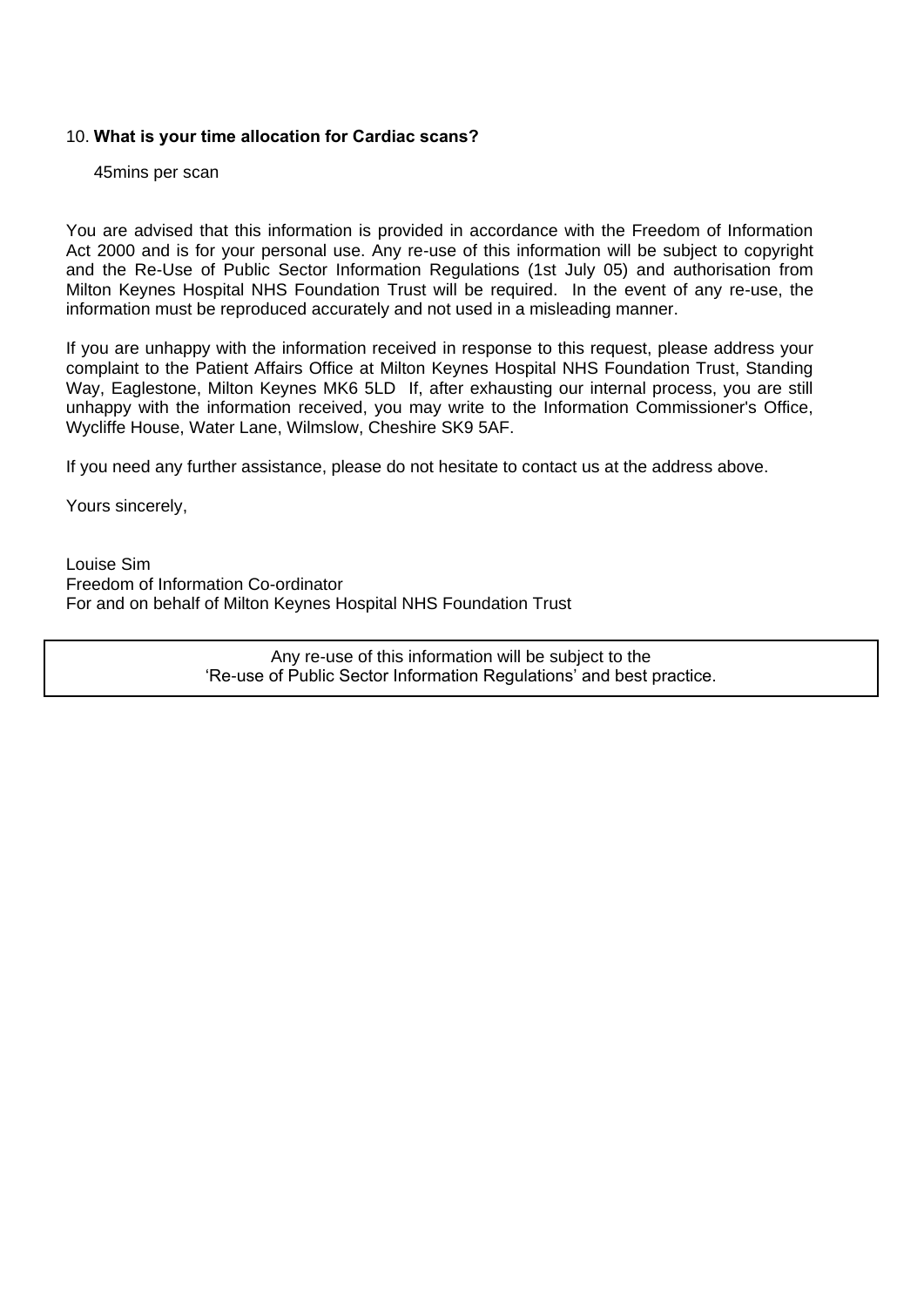10. **What is your time allocation for Cardiac scans?**

45mins per scan

You are advised that this information is provided in accordance with the Freedom of Information Act 2000 and is for your personal use. Any re-use of this information will be subject to copyright and the Re-Use of Public Sector Information Regulations (1st July 05) and authorisation from Milton Keynes Hospital NHS Foundation Trust will be required. In the event of any re-use, the information must be reproduced accurately and not used in a misleading manner.

If you are unhappy with the information received in response to this request, please address your complaint to the Patient Affairs Office at Milton Keynes Hospital NHS Foundation Trust, Standing Way, Eaglestone, Milton Keynes MK6 5LD If, after exhausting our internal process, you are still unhappy with the information received, you may write to the Information Commissioner's Office, Wycliffe House, Water Lane, Wilmslow, Cheshire SK9 5AF.

If you need any further assistance, please do not hesitate to contact us at the address above.

Yours sincerely,

Louise Sim
Freedom of Information Co-ordinator
For and on behalf of Milton Keynes Hospital NHS Foundation Trust

Any re-use of this information will be subject to the
'Re-use of Public Sector Information Regulations' and best practice.